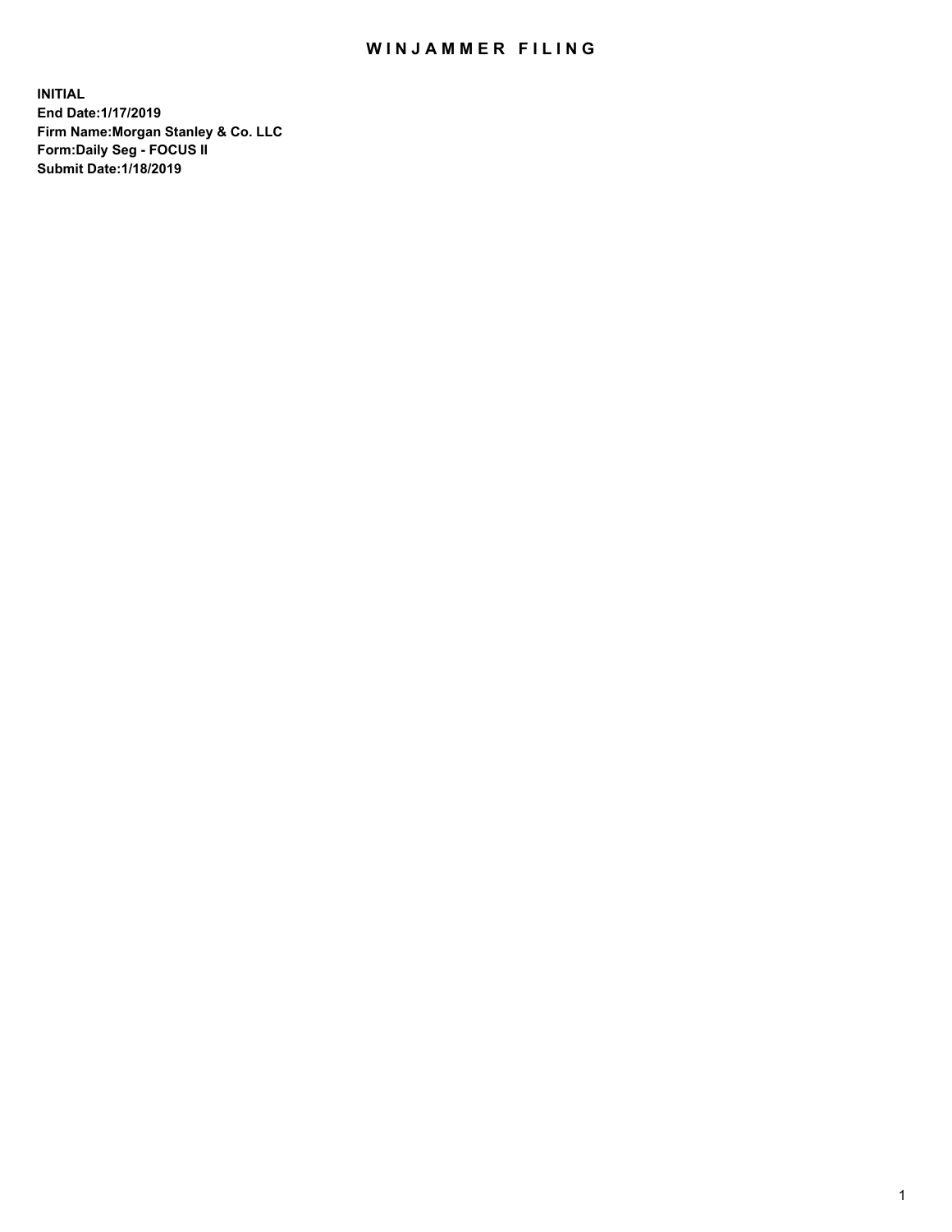# WINJAMMER FILING

**INITIAL**
**End Date:1/17/2019**
**Firm Name:Morgan Stanley & Co. LLC**
**Form:Daily Seg - FOCUS II**
**Submit Date:1/18/2019**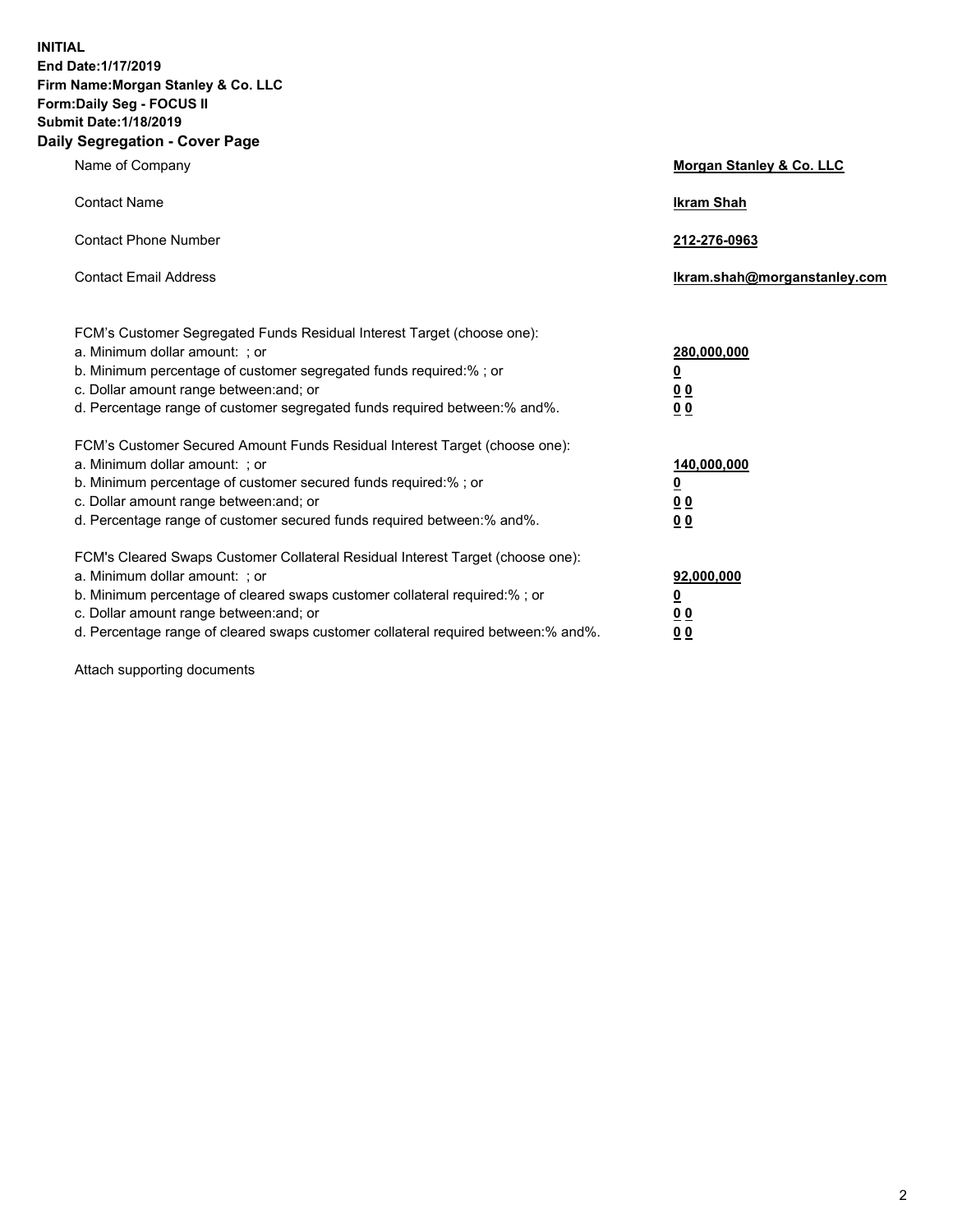**INITIAL**
**End Date:1/17/2019**
**Firm Name:Morgan Stanley & Co. LLC**
**Form:Daily Seg - FOCUS II**
**Submit Date:1/18/2019**
**Daily Segregation - Cover Page**

| | |
|---|---|
| Name of Company | **Morgan Stanley & Co. LLC** |
| Contact Name | **Ikram Shah** |
| Contact Phone Number | **212-276-0963** |
| Contact Email Address | **Ikram.shah@morganstanley.com** |

| | |
|---|---|
| FCM's Customer Segregated Funds Residual Interest Target (choose one): | |
| a. Minimum dollar amount: ; or | **280,000,000** |
| b. Minimum percentage of customer segregated funds required:% ; or | **0** |
| c. Dollar amount range between:and; or | **0 0** |
| d. Percentage range of customer segregated funds required between:% and%. | **0 0** |
| FCM's Customer Secured Amount Funds Residual Interest Target (choose one): | |
| a. Minimum dollar amount: ; or | **140,000,000** |
| b. Minimum percentage of customer secured funds required:% ; or | **0** |
| c. Dollar amount range between:and; or | **0 0** |
| d. Percentage range of customer secured funds required between:% and%. | **0 0** |
| FCM's Cleared Swaps Customer Collateral Residual Interest Target (choose one): | |
| a. Minimum dollar amount: ; or | **92,000,000** |
| b. Minimum percentage of cleared swaps customer collateral required:% ; or | **0** |
| c. Dollar amount range between:and; or | **0 0** |
| d. Percentage range of cleared swaps customer collateral required between:% and%. | **0 0** |

Attach supporting documents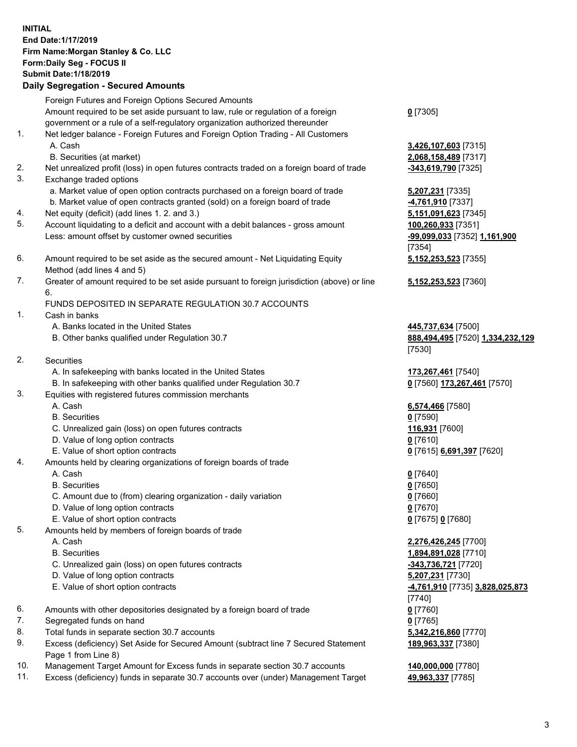**INITIAL**
**End Date:1/17/2019**
**Firm Name:Morgan Stanley & Co. LLC**
**Form:Daily Seg - FOCUS II**
**Submit Date:1/18/2019**

## Daily Segregation - Secured Amounts

| | | |
|---|---|---|
| | Foreign Futures and Foreign Options Secured Amounts | |
| | Amount required to be set aside pursuant to law, rule or regulation of a foreign government or a rule of a self-regulatory organization authorized thereunder | **0** [7305] |
| 1. | Net ledger balance - Foreign Futures and Foreign Option Trading - All Customers | |
| | A. Cash | **3,426,107,603** [7315] |
| | B. Securities (at market) | **2,068,158,489** [7317] |
| 2. | Net unrealized profit (loss) in open futures contracts traded on a foreign board of trade | **-343,619,790** [7325] |
| 3. | Exchange traded options | |
| | a. Market value of open option contracts purchased on a foreign board of trade | **5,207,231** [7335] |
| | b. Market value of open contracts granted (sold) on a foreign board of trade | **-4,761,910** [7337] |
| 4. | Net equity (deficit) (add lines 1. 2. and 3.) | **5,151,091,623** [7345] |
| 5. | Account liquidating to a deficit and account with a debit balances - gross amount | **100,260,933** [7351] |
| | Less: amount offset by customer owned securities | **-99,099,033** [7352] **1,161,900** [7354] |
| 6. | Amount required to be set aside as the secured amount - Net Liquidating Equity Method (add lines 4 and 5) | **5,152,253,523** [7355] |
| 7. | Greater of amount required to be set aside pursuant to foreign jurisdiction (above) or line 6. | **5,152,253,523** [7360] |
| | FUNDS DEPOSITED IN SEPARATE REGULATION 30.7 ACCOUNTS | |
| 1. | Cash in banks | |
| | A. Banks located in the United States | **445,737,634** [7500] |
| | B. Other banks qualified under Regulation 30.7 | **888,494,495** [7520] **1,334,232,129** [7530] |
| 2. | Securities | |
| | A. In safekeeping with banks located in the United States | **173,267,461** [7540] |
| | B. In safekeeping with other banks qualified under Regulation 30.7 | **0** [7560] **173,267,461** [7570] |
| 3. | Equities with registered futures commission merchants | |
| | A. Cash | **6,574,466** [7580] |
| | B. Securities | **0** [7590] |
| | C. Unrealized gain (loss) on open futures contracts | **116,931** [7600] |
| | D. Value of long option contracts | **0** [7610] |
| | E. Value of short option contracts | **0** [7615] **6,691,397** [7620] |
| 4. | Amounts held by clearing organizations of foreign boards of trade | |
| | A. Cash | **0** [7640] |
| | B. Securities | **0** [7650] |
| | C. Amount due to (from) clearing organization - daily variation | **0** [7660] |
| | D. Value of long option contracts | **0** [7670] |
| | E. Value of short option contracts | **0** [7675] **0** [7680] |
| 5. | Amounts held by members of foreign boards of trade | |
| | A. Cash | **2,276,426,245** [7700] |
| | B. Securities | **1,894,891,028** [7710] |
| | C. Unrealized gain (loss) on open futures contracts | **-343,736,721** [7720] |
| | D. Value of long option contracts | **5,207,231** [7730] |
| | E. Value of short option contracts | **-4,761,910** [7735] **3,828,025,873** [7740] |
| 6. | Amounts with other depositories designated by a foreign board of trade | **0** [7760] |
| 7. | Segregated funds on hand | **0** [7765] |
| 8. | Total funds in separate section 30.7 accounts | **5,342,216,860** [7770] |
| 9. | Excess (deficiency) Set Aside for Secured Amount (subtract line 7 Secured Statement Page 1 from Line 8) | **189,963,337** [7380] |
| 10. | Management Target Amount for Excess funds in separate section 30.7 accounts | **140,000,000** [7780] |
| 11. | Excess (deficiency) funds in separate 30.7 accounts over (under) Management Target | **49,963,337** [7785] |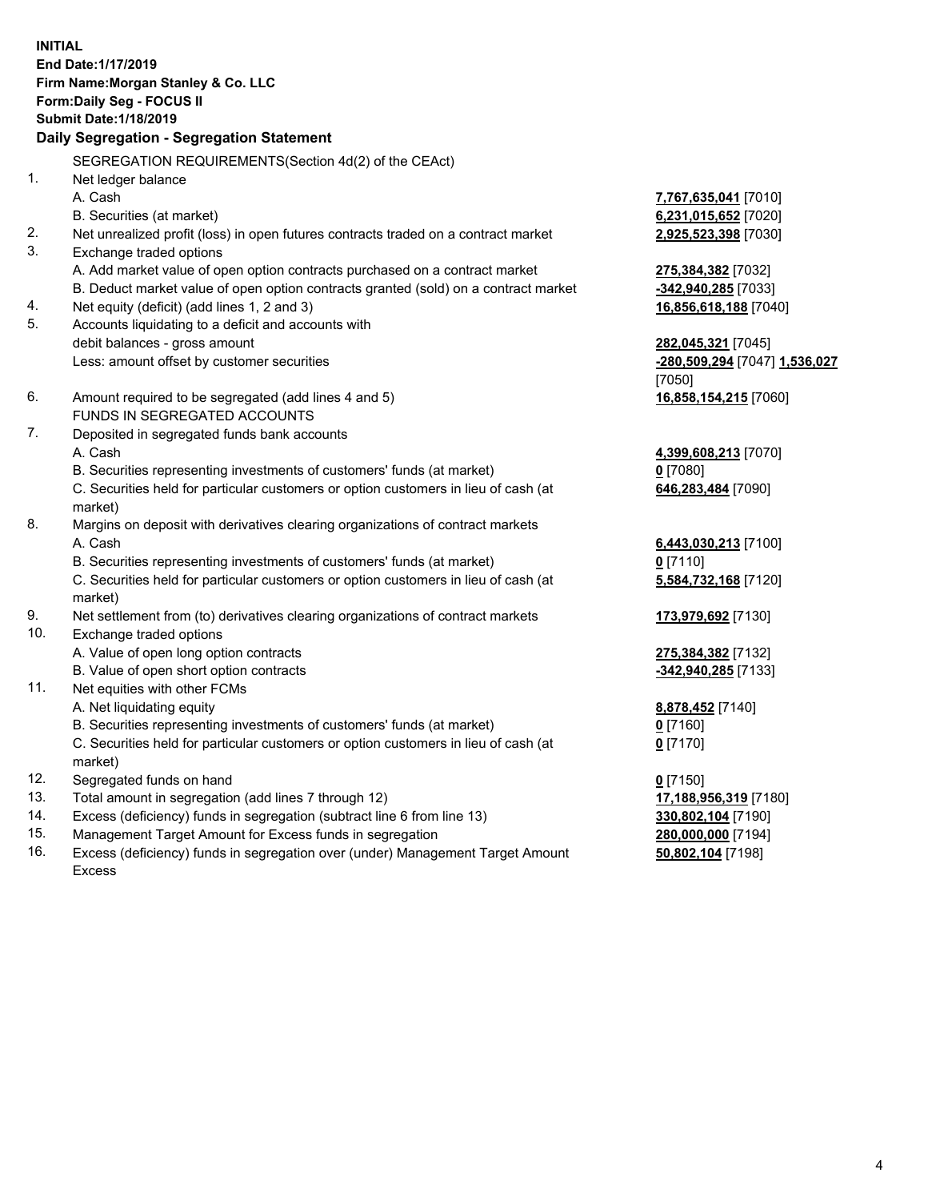**INITIAL**
**End Date:1/17/2019**
**Firm Name:Morgan Stanley & Co. LLC**
**Form:Daily Seg - FOCUS II**
**Submit Date:1/18/2019**

**Daily Segregation - Segregation Statement**

SEGREGATION REQUIREMENTS(Section 4d(2) of the CEAct)

1. Net ledger balance
   A. Cash — **7,767,635,041** [7010]
   B. Securities (at market) — **6,231,015,652** [7020]
2. Net unrealized profit (loss) in open futures contracts traded on a contract market — **2,925,523,398** [7030]
3. Exchange traded options
   A. Add market value of open option contracts purchased on a contract market — **275,384,382** [7032]
   B. Deduct market value of open option contracts granted (sold) on a contract market — **-342,940,285** [7033]
4. Net equity (deficit) (add lines 1, 2 and 3) — **16,856,618,188** [7040]
5. Accounts liquidating to a deficit and accounts with debit balances - gross amount — **282,045,321** [7045]
   Less: amount offset by customer securities — **-280,509,294** [7047] **1,536,027** [7050]
6. Amount required to be segregated (add lines 4 and 5) — **16,858,154,215** [7060]

FUNDS IN SEGREGATED ACCOUNTS

7. Deposited in segregated funds bank accounts
   A. Cash — **4,399,608,213** [7070]
   B. Securities representing investments of customers' funds (at market) — **0** [7080]
   C. Securities held for particular customers or option customers in lieu of cash (at market) — **646,283,484** [7090]
8. Margins on deposit with derivatives clearing organizations of contract markets
   A. Cash — **6,443,030,213** [7100]
   B. Securities representing investments of customers' funds (at market) — **0** [7110]
   C. Securities held for particular customers or option customers in lieu of cash (at market) — **5,584,732,168** [7120]
9. Net settlement from (to) derivatives clearing organizations of contract markets — **173,979,692** [7130]
10. Exchange traded options
    A. Value of open long option contracts — **275,384,382** [7132]
    B. Value of open short option contracts — **-342,940,285** [7133]
11. Net equities with other FCMs
    A. Net liquidating equity — **8,878,452** [7140]
    B. Securities representing investments of customers' funds (at market) — **0** [7160]
    C. Securities held for particular customers or option customers in lieu of cash (at market) — **0** [7170]
12. Segregated funds on hand — **0** [7150]
13. Total amount in segregation (add lines 7 through 12) — **17,188,956,319** [7180]
14. Excess (deficiency) funds in segregation (subtract line 6 from line 13) — **330,802,104** [7190]
15. Management Target Amount for Excess funds in segregation — **280,000,000** [7194]
16. Excess (deficiency) funds in segregation over (under) Management Target Amount Excess — **50,802,104** [7198]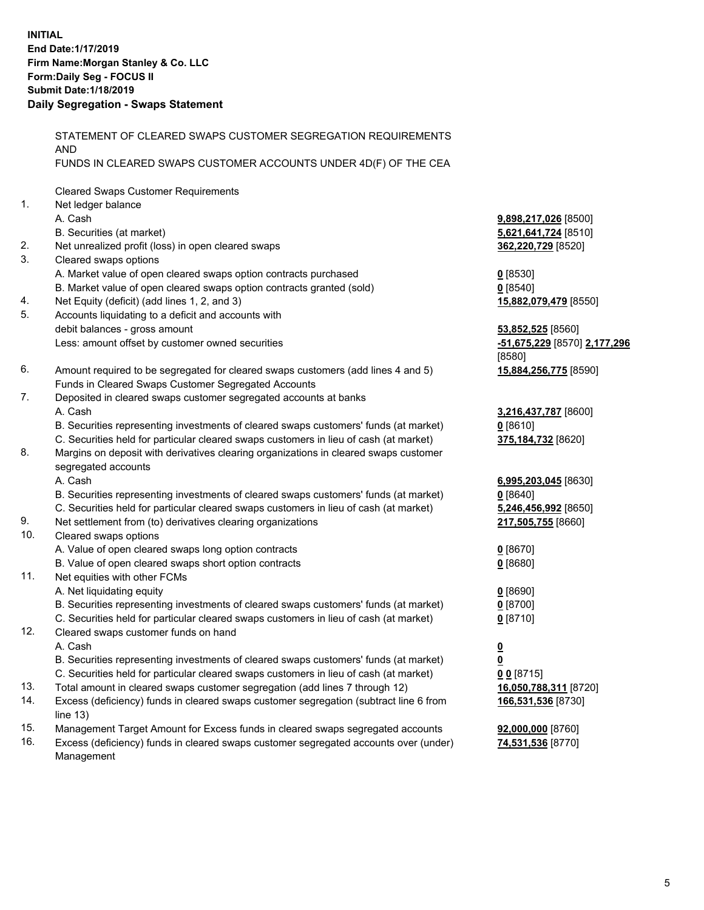**INITIAL**
**End Date:1/17/2019**
**Firm Name:Morgan Stanley & Co. LLC**
**Form:Daily Seg - FOCUS II**
**Submit Date:1/18/2019**
**Daily Segregation - Swaps Statement**

STATEMENT OF CLEARED SWAPS CUSTOMER SEGREGATION REQUIREMENTS AND
FUNDS IN CLEARED SWAPS CUSTOMER ACCOUNTS UNDER 4D(F) OF THE CEA

| | | |
|---|---|---|
| | Cleared Swaps Customer Requirements | |
| 1. | Net ledger balance | |
| | A. Cash | **9,898,217,026** [8500] |
| | B. Securities (at market) | **5,621,641,724** [8510] |
| 2. | Net unrealized profit (loss) in open cleared swaps | **362,220,729** [8520] |
| 3. | Cleared swaps options | |
| | A. Market value of open cleared swaps option contracts purchased | **0** [8530] |
| | B. Market value of open cleared swaps option contracts granted (sold) | **0** [8540] |
| 4. | Net Equity (deficit) (add lines 1, 2, and 3) | **15,882,079,479** [8550] |
| 5. | Accounts liquidating to a deficit and accounts with | |
| | debit balances - gross amount | **53,852,525** [8560] |
| | Less: amount offset by customer owned securities | **-51,675,229** [8570] **2,177,296** [8580] |
| 6. | Amount required to be segregated for cleared swaps customers (add lines 4 and 5) | **15,884,256,775** [8590] |
| | Funds in Cleared Swaps Customer Segregated Accounts | |
| 7. | Deposited in cleared swaps customer segregated accounts at banks | |
| | A. Cash | **3,216,437,787** [8600] |
| | B. Securities representing investments of cleared swaps customers' funds (at market) | **0** [8610] |
| | C. Securities held for particular cleared swaps customers in lieu of cash (at market) | **375,184,732** [8620] |
| 8. | Margins on deposit with derivatives clearing organizations in cleared swaps customer segregated accounts | |
| | A. Cash | **6,995,203,045** [8630] |
| | B. Securities representing investments of cleared swaps customers' funds (at market) | **0** [8640] |
| | C. Securities held for particular cleared swaps customers in lieu of cash (at market) | **5,246,456,992** [8650] |
| 9. | Net settlement from (to) derivatives clearing organizations | **217,505,755** [8660] |
| 10. | Cleared swaps options | |
| | A. Value of open cleared swaps long option contracts | **0** [8670] |
| | B. Value of open cleared swaps short option contracts | **0** [8680] |
| 11. | Net equities with other FCMs | |
| | A. Net liquidating equity | **0** [8690] |
| | B. Securities representing investments of cleared swaps customers' funds (at market) | **0** [8700] |
| | C. Securities held for particular cleared swaps customers in lieu of cash (at market) | **0** [8710] |
| 12. | Cleared swaps customer funds on hand | |
| | A. Cash | **0** |
| | B. Securities representing investments of cleared swaps customers' funds (at market) | **0** |
| | C. Securities held for particular cleared swaps customers in lieu of cash (at market) | **0** **0** [8715] |
| 13. | Total amount in cleared swaps customer segregation (add lines 7 through 12) | **16,050,788,311** [8720] |
| 14. | Excess (deficiency) funds in cleared swaps customer segregation (subtract line 6 from line 13) | **166,531,536** [8730] |
| 15. | Management Target Amount for Excess funds in cleared swaps segregated accounts | **92,000,000** [8760] |
| 16. | Excess (deficiency) funds in cleared swaps customer segregated accounts over (under) Management | **74,531,536** [8770] |